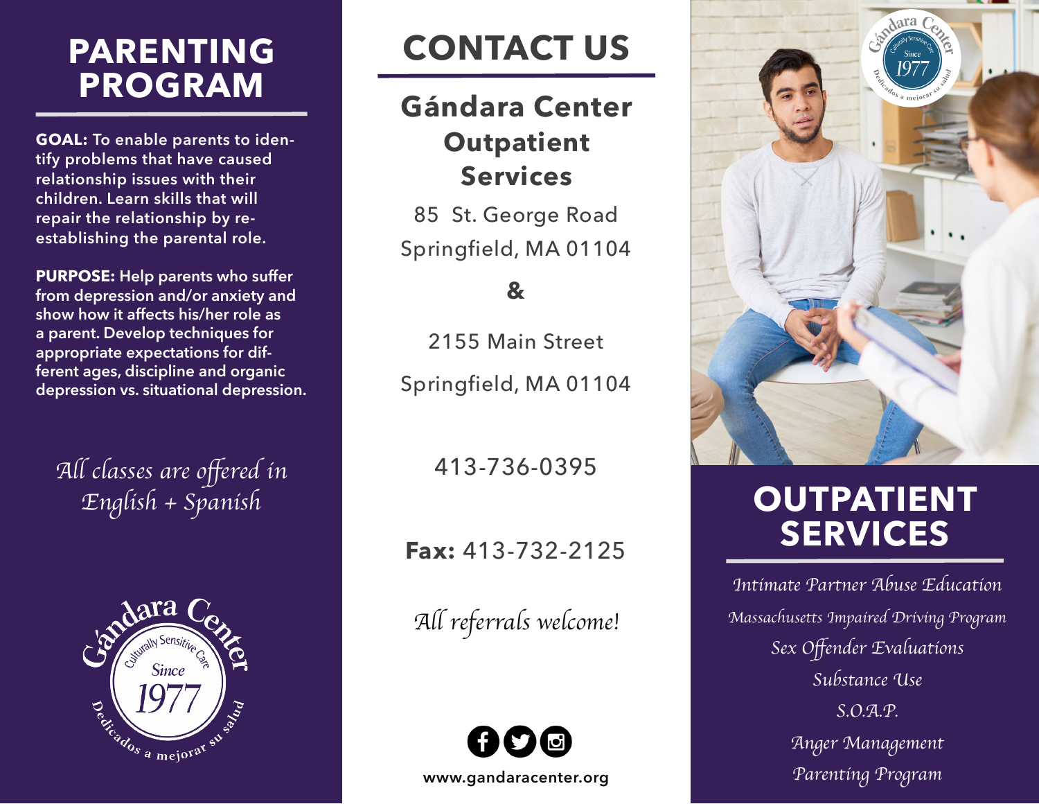# PARENTING PROGRAM

**GOAL:** To enable parents to identify problems that have caused relationship issues with their children. Learn skills that will repair the relationship by re-establishing the parental role.

**PURPOSE:** Help parents who suffer from depression and/or anxiety and show how it affects his/her role as a parent. Develop techniques for appropriate expectations for different ages, discipline and organic depression vs. situational depression.

*All classes are offered in English + Spanish*

Gándara Center
Culturally Sensitive Care
Since 1977
Dedicados a mejorar su salud

# CONTACT US

## Gándara Center Outpatient Services

85 St. George Road
Springfield, MA 01104

&

2155 Main Street
Springfield, MA 01104

413-736-0395

**Fax:** 413-732-2125

*All referrals welcome!*

www.gandaracenter.org

# OUTPATIENT SERVICES

*Intimate Partner Abuse Education*

*Massachusetts Impaired Driving Program*

*Sex Offender Evaluations*

*Substance Use*

*S.O.A.P.*

*Anger Management*

*Parenting Program*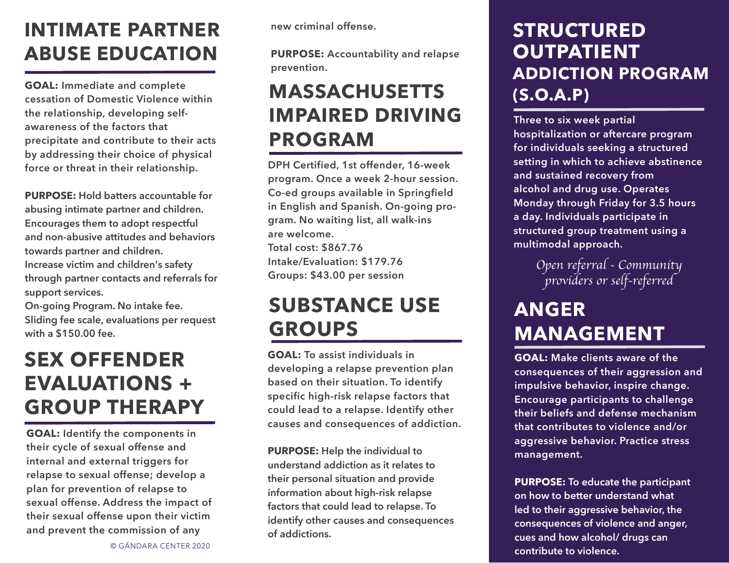## INTIMATE PARTNER ABUSE EDUCATION

**GOAL:** Immediate and complete cessation of Domestic Violence within the relationship, developing self-awareness of the factors that precipitate and contribute to their acts by addressing their choice of physical force or threat in their relationship.

**PURPOSE:** Hold batters accountable for abusing intimate partner and children. Encourages them to adopt respectful and non-abusive attitudes and behaviors towards partner and children.
Increase victim and children's safety through partner contacts and referrals for support services.
On-going Program. No intake fee.
Sliding fee scale, evaluations per request with a $150.00 fee.

## SEX OFFENDER EVALUATIONS + GROUP THERAPY

**GOAL:** Identify the components in their cycle of sexual offense and internal and external triggers for relapse to sexual offense; develop a plan for prevention of relapse to sexual offense. Address the impact of their sexual offense upon their victim and prevent the commission of any new criminal offense.

**PURPOSE:** Accountability and relapse prevention.

## MASSACHUSETTS IMPAIRED DRIVING PROGRAM

DPH Certified, 1st offender, 16-week program. Once a week 2-hour session. Co-ed groups available in Springfield in English and Spanish. On-going program. No waiting list, all walk-ins are welcome.
Total cost: $867.76
Intake/Evaluation: $179.76
Groups: $43.00 per session

## SUBSTANCE USE GROUPS

**GOAL:** To assist individuals in developing a relapse prevention plan based on their situation. To identify specific high-risk relapse factors that could lead to a relapse. Identify other causes and consequences of addiction.

**PURPOSE:** Help the individual to understand addiction as it relates to their personal situation and provide information about high-risk relapse factors that could lead to relapse. To identify other causes and consequences of addictions.

## STRUCTURED OUTPATIENT ADDICTION PROGRAM (S.O.A.P)

Three to six week partial hospitalization or aftercare program for individuals seeking a structured setting in which to achieve abstinence and sustained recovery from alcohol and drug use. Operates Monday through Friday for 3.5 hours a day. Individuals participate in structured group treatment using a multimodal approach.

*Open referral - Community providers or self-referred*

## ANGER MANAGEMENT

**GOAL:** Make clients aware of the consequences of their aggression and impulsive behavior, inspire change. Encourage participants to challenge their beliefs and defense mechanism that contributes to violence and/or aggressive behavior. Practice stress management.

**PURPOSE:** To educate the participant on how to better understand what led to their aggressive behavior, the consequences of violence and anger, cues and how alcohol/ drugs can contribute to violence.

© GÁNDARA CENTER 2020